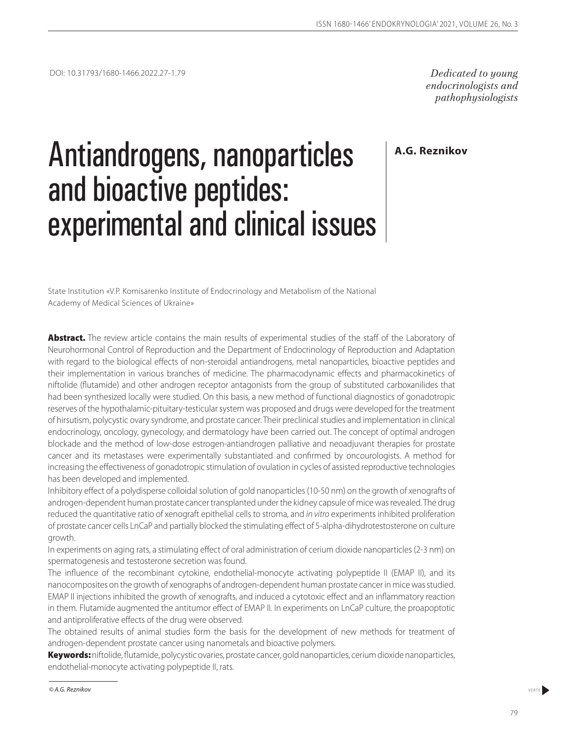DOI: 10.31793/1680-1466.2022.27-1.79

*Dedicated to young endocrinologists and pathophysiologists*

# Antiandrogens, nanoparticles and bioactive peptides: experimental and clinical issues

**A.G. Reznikov**

State Institution «V.P. Komisarenko Institute of Endocrinology and Metabolism of the National Academy of Medical Sciences of Ukraine»

**Abstract.** The review article contains the main results of experimental studies of the staff of the Laboratory of Neurohormonal Control of Reproduction and the Department of Endocrinology of Reproduction and Adaptation with regard to the biological effects of non-steroidal antiandrogens, metal nanoparticles, bioactive peptides and their implementation in various branches of medicine. The pharmacodynamic effects and pharmacokinetics of niftolide (flutamide) and other androgen receptor antagonists from the group of substituted carboxanilides that had been synthesized locally were studied. On this basis, a new method of functional diagnostics of gonadotropic reserves of the hypothalamic-pituitary-testicular system was proposed and drugs were developed for the treatment of hirsutism, polycystic ovary syndrome, and prostate cancer. Their preclinical studies and implementation in clinical endocrinology, oncology, gynecology, and dermatology have been carried out. The concept of optimal androgen blockade and the method of low-dose estrogen-antiandrogen palliative and neoadjuvant therapies for prostate cancer and its metastases were experimentally substantiated and confirmed by oncourologists. A method for increasing the effectiveness of gonadotropic stimulation of ovulation in cycles of assisted reproductive technologies has been developed and implemented.

Inhibitory effect of a polydisperse colloidal solution of gold nanoparticles (10-50 nm) on the growth of xenografts of androgen-dependent human prostate cancer transplanted under the kidney capsule of mice was revealed. The drug reduced the quantitative ratio of xenograft epithelial cells to stroma, and *in vitro* experiments inhibited proliferation of prostate cancer cells LnCaP and partially blocked the stimulating effect of 5-alpha-dihydrotestosterone on culture growth.

In experiments on aging rats, a stimulating effect of oral administration of cerium dioxide nanoparticles (2-3 nm) on spermatogenesis and testosterone secretion was found.

The influence of the recombinant cytokine, endothelial-monocyte activating polypeptide II (EMAP II), and its nanocomposites on the growth of xenographs of androgen-dependent human prostate cancer in mice was studied. EMAP II injections inhibited the growth of xenografts, and induced a cytotoxic effect and an inflammatory reaction in them. Flutamide augmented the antitumor effect of EMAP II. In experiments on LnCaP culture, the proapoptotic and antiproliferative effects of the drug were observed.

The obtained results of animal studies form the basis for the development of new methods for treatment of androgen-dependent prostate cancer using nanometals and bioactive polymers.

**Keywords:** niftolide, flutamide, polycystic ovaries, prostate cancer, gold nanoparticles, cerium dioxide nanoparticles, endothelial-monocyte activating polypeptide II, rats.

*© A.G. Reznikov*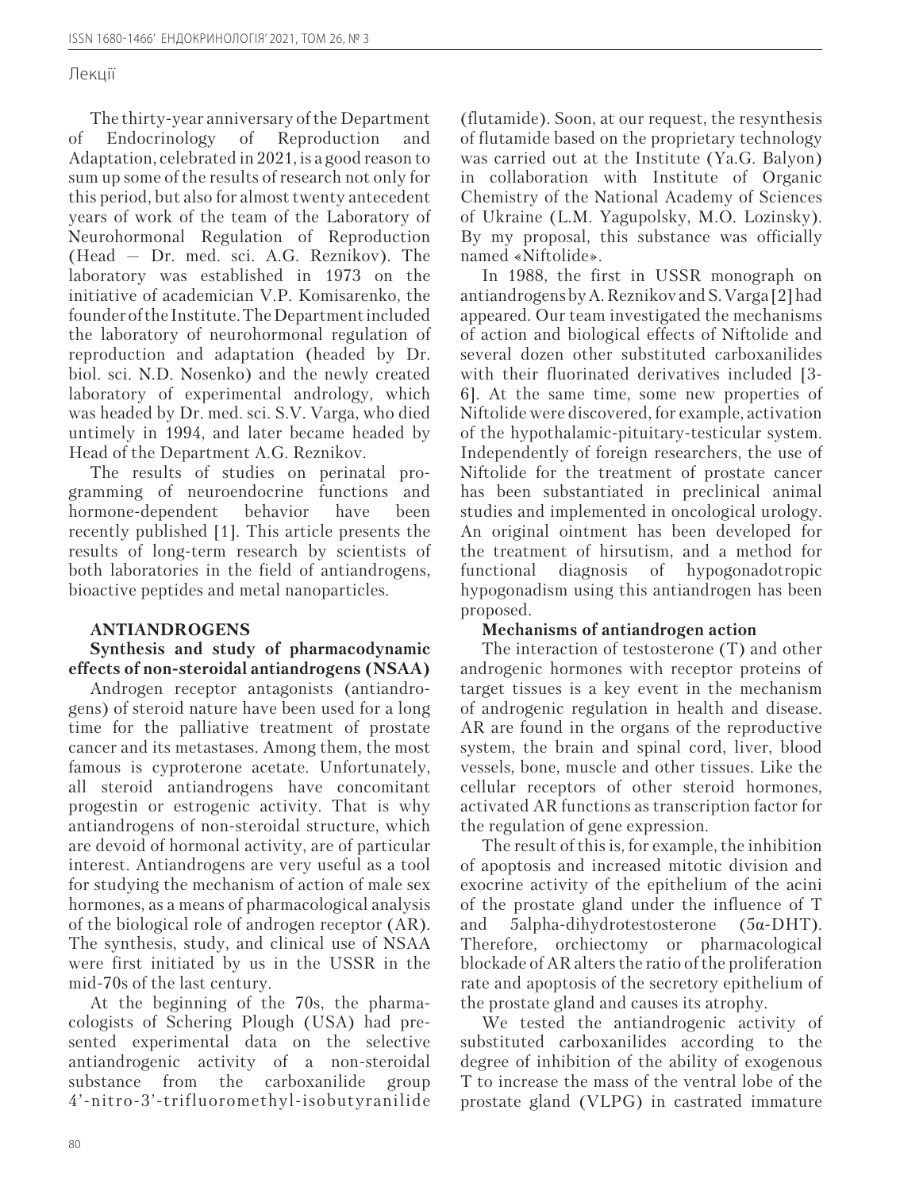Лекції

The thirty-year anniversary of the Department of Endocrinology of Reproduction and Adaptation, celebrated in 2021, is a good reason to sum up some of the results of research not only for this period, but also for almost twenty antecedent years of work of the team of the Laboratory of Neurohormonal Regulation of Reproduction (Head — Dr. med. sci. A.G. Reznikov). The laboratory was established in 1973 on the initiative of academician V.P. Komisarenko, the founder of the Institute. The Department included the laboratory of neurohormonal regulation of reproduction and adaptation (headed by Dr. biol. sci. N.D. Nosenko) and the newly created laboratory of experimental andrology, which was headed by Dr. med. sci. S.V. Varga, who died untimely in 1994, and later became headed by Head of the Department A.G. Reznikov.

The results of studies on perinatal programming of neuroendocrine functions and hormone-dependent behavior have been recently published [1]. This article presents the results of long-term research by scientists of both laboratories in the field of antiandrogens, bioactive peptides and metal nanoparticles.

## ANTIANDROGENS

### Synthesis and study of pharmacodynamic effects of non-steroidal antiandrogens (NSAA)

Androgen receptor antagonists (antiandrogens) of steroid nature have been used for a long time for the palliative treatment of prostate cancer and its metastases. Among them, the most famous is cyproterone acetate. Unfortunately, all steroid antiandrogens have concomitant progestin or estrogenic activity. That is why antiandrogens of non-steroidal structure, which are devoid of hormonal activity, are of particular interest. Antiandrogens are very useful as a tool for studying the mechanism of action of male sex hormones, as a means of pharmacological analysis of the biological role of androgen receptor (AR). The synthesis, study, and clinical use of NSAA were first initiated by us in the USSR in the mid-70s of the last century.

At the beginning of the 70s, the pharmacologists of Schering Plough (USA) had presented experimental data on the selective antiandrogenic activity of a non-steroidal substance from the carboxanilide group 4'-nitro-3'-trifluoromethyl-isobutyranilide (flutamide). Soon, at our request, the resynthesis of flutamide based on the proprietary technology was carried out at the Institute (Ya.G. Balyon) in collaboration with Institute of Organic Chemistry of the National Academy of Sciences of Ukraine (L.M. Yagupolsky, M.O. Lozinsky). By my proposal, this substance was officially named «Niftolide».

In 1988, the first in USSR monograph on antiandrogens by A. Reznikov and S. Varga [2] had appeared. Our team investigated the mechanisms of action and biological effects of Niftolide and several dozen other substituted carboxanilides with their fluorinated derivatives included [3-6]. At the same time, some new properties of Niftolide were discovered, for example, activation of the hypothalamic-pituitary-testicular system. Independently of foreign researchers, the use of Niftolide for the treatment of prostate cancer has been substantiated in preclinical animal studies and implemented in oncological urology. An original ointment has been developed for the treatment of hirsutism, and a method for functional diagnosis of hypogonadotropic hypogonadism using this antiandrogen has been proposed.

### Mechanisms of antiandrogen action

The interaction of testosterone (T) and other androgenic hormones with receptor proteins of target tissues is a key event in the mechanism of androgenic regulation in health and disease. AR are found in the organs of the reproductive system, the brain and spinal cord, liver, blood vessels, bone, muscle and other tissues. Like the cellular receptors of other steroid hormones, activated AR functions as transcription factor for the regulation of gene expression.

The result of this is, for example, the inhibition of apoptosis and increased mitotic division and exocrine activity of the epithelium of the acini of the prostate gland under the influence of T and 5alpha-dihydrotestosterone (5α-DHT). Therefore, orchiectomy or pharmacological blockade of AR alters the ratio of the proliferation rate and apoptosis of the secretory epithelium of the prostate gland and causes its atrophy.

We tested the antiandrogenic activity of substituted carboxanilides according to the degree of inhibition of the ability of exogenous T to increase the mass of the ventral lobe of the prostate gland (VLPG) in castrated immature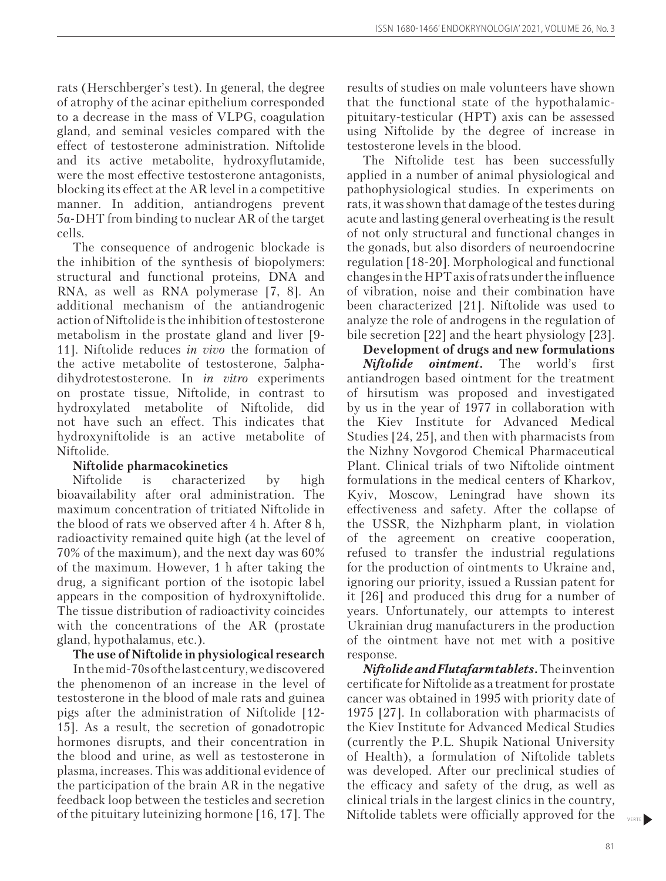rats (Herschberger's test). In general, the degree of atrophy of the acinar epithelium corresponded to a decrease in the mass of VLPG, coagulation gland, and seminal vesicles compared with the effect of testosterone administration. Niftolide and its active metabolite, hydroxyflutamide, were the most effective testosterone antagonists, blocking its effect at the AR level in a competitive manner. In addition, antiandrogens prevent 5α-DHT from binding to nuclear AR of the target cells.

The consequence of androgenic blockade is the inhibition of the synthesis of biopolymers: structural and functional proteins, DNA and RNA, as well as RNA polymerase [7, 8]. An additional mechanism of the antiandrogenic action of Niftolide is the inhibition of testosterone metabolism in the prostate gland and liver [9-11]. Niftolide reduces *in vivo* the formation of the active metabolite of testosterone, 5alpha-dihydrotestosterone. In *in vitro* experiments on prostate tissue, Niftolide, in contrast to hydroxylated metabolite of Niftolide, did not have such an effect. This indicates that hydroxyniftolide is an active metabolite of Niftolide.

**Niftolide pharmacokinetics**

Niftolide is characterized by high bioavailability after oral administration. The maximum concentration of tritiated Niftolide in the blood of rats we observed after 4 h. After 8 h, radioactivity remained quite high (at the level of 70% of the maximum), and the next day was 60% of the maximum. However, 1 h after taking the drug, a significant portion of the isotopic label appears in the composition of hydroxyniftolide. The tissue distribution of radioactivity coincides with the concentrations of the AR (prostate gland, hypothalamus, etc.).

**The use of Niftolide in physiological research**

In the mid-70s of the last century, we discovered the phenomenon of an increase in the level of testosterone in the blood of male rats and guinea pigs after the administration of Niftolide [12-15]. As a result, the secretion of gonadotropic hormones disrupts, and their concentration in the blood and urine, as well as testosterone in plasma, increases. This was additional evidence of the participation of the brain AR in the negative feedback loop between the testicles and secretion of the pituitary luteinizing hormone [16, 17]. The results of studies on male volunteers have shown that the functional state of the hypothalamic-pituitary-testicular (HPT) axis can be assessed using Niftolide by the degree of increase in testosterone levels in the blood.

The Niftolide test has been successfully applied in a number of animal physiological and pathophysiological studies. In experiments on rats, it was shown that damage of the testes during acute and lasting general overheating is the result of not only structural and functional changes in the gonads, but also disorders of neuroendocrine regulation [18-20]. Morphological and functional changes in the HPT axis of rats under the influence of vibration, noise and their combination have been characterized [21]. Niftolide was used to analyze the role of androgens in the regulation of bile secretion [22] and the heart physiology [23].

**Development of drugs and new formulations**

***Niftolide ointment.*** The world's first antiandrogen based ointment for the treatment of hirsutism was proposed and investigated by us in the year of 1977 in collaboration with the Kiev Institute for Advanced Medical Studies [24, 25], and then with pharmacists from the Nizhny Novgorod Chemical Pharmaceutical Plant. Clinical trials of two Niftolide ointment formulations in the medical centers of Kharkov, Kyiv, Moscow, Leningrad have shown its effectiveness and safety. After the collapse of the USSR, the Nizhpharm plant, in violation of the agreement on creative cooperation, refused to transfer the industrial regulations for the production of ointments to Ukraine and, ignoring our priority, issued a Russian patent for it [26] and produced this drug for a number of years. Unfortunately, our attempts to interest Ukrainian drug manufacturers in the production of the ointment have not met with a positive response.

***Niftolide and Flutafarm tablets.*** The invention certificate for Niftolide as a treatment for prostate cancer was obtained in 1995 with priority date of 1975 [27]. In collaboration with pharmacists of the Kiev Institute for Advanced Medical Studies (currently the P.L. Shupik National University of Health), a formulation of Niftolide tablets was developed. After our preclinical studies of the efficacy and safety of the drug, as well as clinical trials in the largest clinics in the country, Niftolide tablets were officially approved for the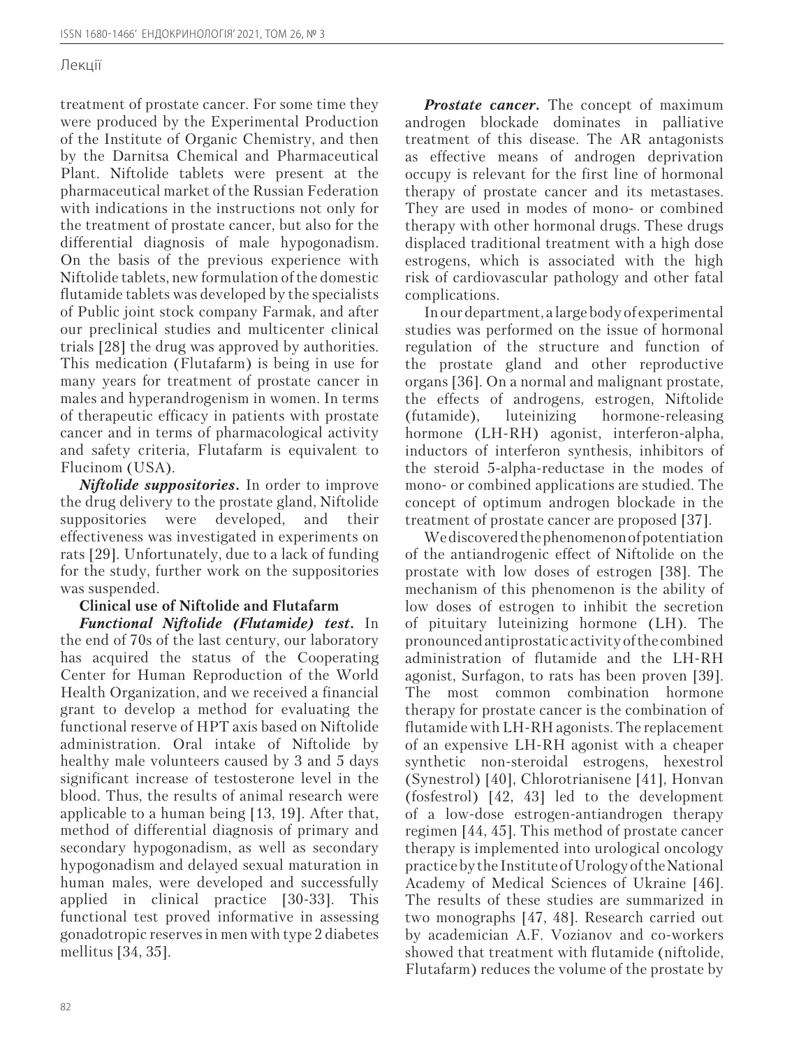treatment of prostate cancer. For some time they were produced by the Experimental Production of the Institute of Organic Chemistry, and then by the Darnitsa Chemical and Pharmaceutical Plant. Niftolide tablets were present at the pharmaceutical market of the Russian Federation with indications in the instructions not only for the treatment of prostate cancer, but also for the differential diagnosis of male hypogonadism. On the basis of the previous experience with Niftolide tablets, new formulation of the domestic flutamide tablets was developed by the specialists of Public joint stock company Farmak, and after our preclinical studies and multicenter clinical trials [28] the drug was approved by authorities. This medication (Flutafarm) is being in use for many years for treatment of prostate cancer in males and hyperandrogenism in women. In terms of therapeutic efficacy in patients with prostate cancer and in terms of pharmacological activity and safety criteria, Flutafarm is equivalent to Flucinom (USA).

***Niftolide suppositories.*** In order to improve the drug delivery to the prostate gland, Niftolide suppositories were developed, and their effectiveness was investigated in experiments on rats [29]. Unfortunately, due to a lack of funding for the study, further work on the suppositories was suspended.

**Clinical use of Niftolide and Flutafarm**

***Functional Niftolide (Flutamide) test.*** In the end of 70s of the last century, our laboratory has acquired the status of the Cooperating Center for Human Reproduction of the World Health Organization, and we received a financial grant to develop a method for evaluating the functional reserve of HPT axis based on Niftolide administration. Oral intake of Niftolide by healthy male volunteers caused by 3 and 5 days significant increase of testosterone level in the blood. Thus, the results of animal research were applicable to a human being [13, 19]. After that, method of differential diagnosis of primary and secondary hypogonadism, as well as secondary hypogonadism and delayed sexual maturation in human males, were developed and successfully applied in clinical practice [30-33]. This functional test proved informative in assessing gonadotropic reserves in men with type 2 diabetes mellitus [34, 35].

***Prostate cancer.*** The concept of maximum androgen blockade dominates in palliative treatment of this disease. The AR antagonists as effective means of androgen deprivation occupy is relevant for the first line of hormonal therapy of prostate cancer and its metastases. They are used in modes of mono- or combined therapy with other hormonal drugs. These drugs displaced traditional treatment with a high dose estrogens, which is associated with the high risk of cardiovascular pathology and other fatal complications.

In our department, a large body of experimental studies was performed on the issue of hormonal regulation of the structure and function of the prostate gland and other reproductive organs [36]. On a normal and malignant prostate, the effects of androgens, estrogen, Niftolide (futamide), luteinizing hormone-releasing hormone (LH-RH) agonist, interferon-alpha, inductors of interferon synthesis, inhibitors of the steroid 5-alpha-reductase in the modes of mono- or combined applications are studied. The concept of optimum androgen blockade in the treatment of prostate cancer are proposed [37].

We discovered the phenomenon of potentiation of the antiandrogenic effect of Niftolide on the prostate with low doses of estrogen [38]. The mechanism of this phenomenon is the ability of low doses of estrogen to inhibit the secretion of pituitary luteinizing hormone (LH). The pronounced antiprostatic activity of the combined administration of flutamide and the LH-RH agonist, Surfagon, to rats has been proven [39]. The most common combination hormone therapy for prostate cancer is the combination of flutamide with LH-RH agonists. The replacement of an expensive LH-RH agonist with a cheaper synthetic non-steroidal estrogens, hexestrol (Synestrol) [40], Chlorotrianisene [41], Honvan (fosfestrol) [42, 43] led to the development of a low-dose estrogen-antiandrogen therapy regimen [44, 45]. This method of prostate cancer therapy is implemented into urological oncology practice by the Institute of Urology of the National Academy of Medical Sciences of Ukraine [46]. The results of these studies are summarized in two monographs [47, 48]. Research carried out by academician A.F. Vozianov and co-workers showed that treatment with flutamide (niftolide, Flutafarm) reduces the volume of the prostate by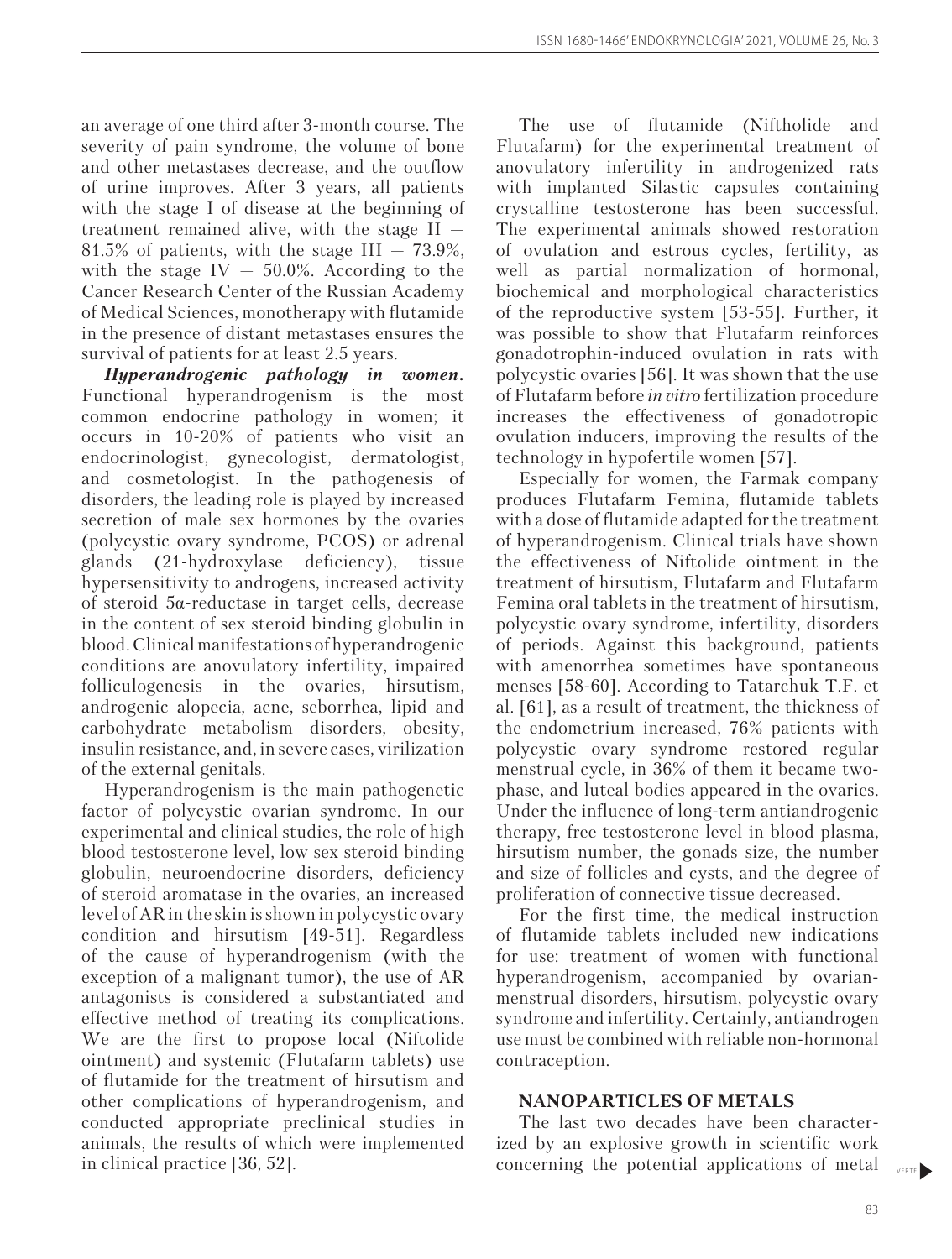an average of one third after 3-month course. The severity of pain syndrome, the volume of bone and other metastases decrease, and the outflow of urine improves. After 3 years, all patients with the stage I of disease at the beginning of treatment remained alive, with the stage II – 81.5% of patients, with the stage III – 73.9%, with the stage IV – 50.0%. According to the Cancer Research Center of the Russian Academy of Medical Sciences, monotherapy with flutamide in the presence of distant metastases ensures the survival of patients for at least 2.5 years.

***Hyperandrogenic pathology in women.*** Functional hyperandrogenism is the most common endocrine pathology in women; it occurs in 10-20% of patients who visit an endocrinologist, gynecologist, dermatologist, and cosmetologist. In the pathogenesis of disorders, the leading role is played by increased secretion of male sex hormones by the ovaries (polycystic ovary syndrome, PCOS) or adrenal glands (21-hydroxylase deficiency), tissue hypersensitivity to androgens, increased activity of steroid 5α-reductase in target cells, decrease in the content of sex steroid binding globulin in blood. Clinical manifestations of hyperandrogenic conditions are anovulatory infertility, impaired folliculogenesis in the ovaries, hirsutism, androgenic alopecia, acne, seborrhea, lipid and carbohydrate metabolism disorders, obesity, insulin resistance, and, in severe cases, virilization of the external genitals.

Hyperandrogenism is the main pathogenetic factor of polycystic ovarian syndrome. In our experimental and clinical studies, the role of high blood testosterone level, low sex steroid binding globulin, neuroendocrine disorders, deficiency of steroid aromatase in the ovaries, an increased level of AR in the skin is shown in polycystic ovary condition and hirsutism [49-51]. Regardless of the cause of hyperandrogenism (with the exception of a malignant tumor), the use of AR antagonists is considered a substantiated and effective method of treating its complications. We are the first to propose local (Niftolide ointment) and systemic (Flutafarm tablets) use of flutamide for the treatment of hirsutism and other complications of hyperandrogenism, and conducted appropriate preclinical studies in animals, the results of which were implemented in clinical practice [36, 52].

The use of flutamide (Niftholide and Flutafarm) for the experimental treatment of anovulatory infertility in androgenized rats with implanted Silastic capsules containing crystalline testosterone has been successful. The experimental animals showed restoration of ovulation and estrous cycles, fertility, as well as partial normalization of hormonal, biochemical and morphological characteristics of the reproductive system [53-55]. Further, it was possible to show that Flutafarm reinforces gonadotrophin-induced ovulation in rats with polycystic ovaries [56]. It was shown that the use of Flutafarm before *in vitro* fertilization procedure increases the effectiveness of gonadotropic ovulation inducers, improving the results of the technology in hypofertile women [57].

Especially for women, the Farmak company produces Flutafarm Femina, flutamide tablets with a dose of flutamide adapted for the treatment of hyperandrogenism. Clinical trials have shown the effectiveness of Niftolide ointment in the treatment of hirsutism, Flutafarm and Flutafarm Femina oral tablets in the treatment of hirsutism, polycystic ovary syndrome, infertility, disorders of periods. Against this background, patients with amenorrhea sometimes have spontaneous menses [58-60]. According to Tatarchuk T.F. et al. [61], as a result of treatment, the thickness of the endometrium increased, 76% patients with polycystic ovary syndrome restored regular menstrual cycle, in 36% of them it became two-phase, and luteal bodies appeared in the ovaries. Under the influence of long-term antiandrogenic therapy, free testosterone level in blood plasma, hirsutism number, the gonads size, the number and size of follicles and cysts, and the degree of proliferation of connective tissue decreased.

For the first time, the medical instruction of flutamide tablets included new indications for use: treatment of women with functional hyperandrogenism, accompanied by ovarian-menstrual disorders, hirsutism, polycystic ovary syndrome and infertility. Certainly, antiandrogen use must be combined with reliable non-hormonal contraception.

## NANOPARTICLES OF METALS

The last two decades have been characterized by an explosive growth in scientific work concerning the potential applications of metal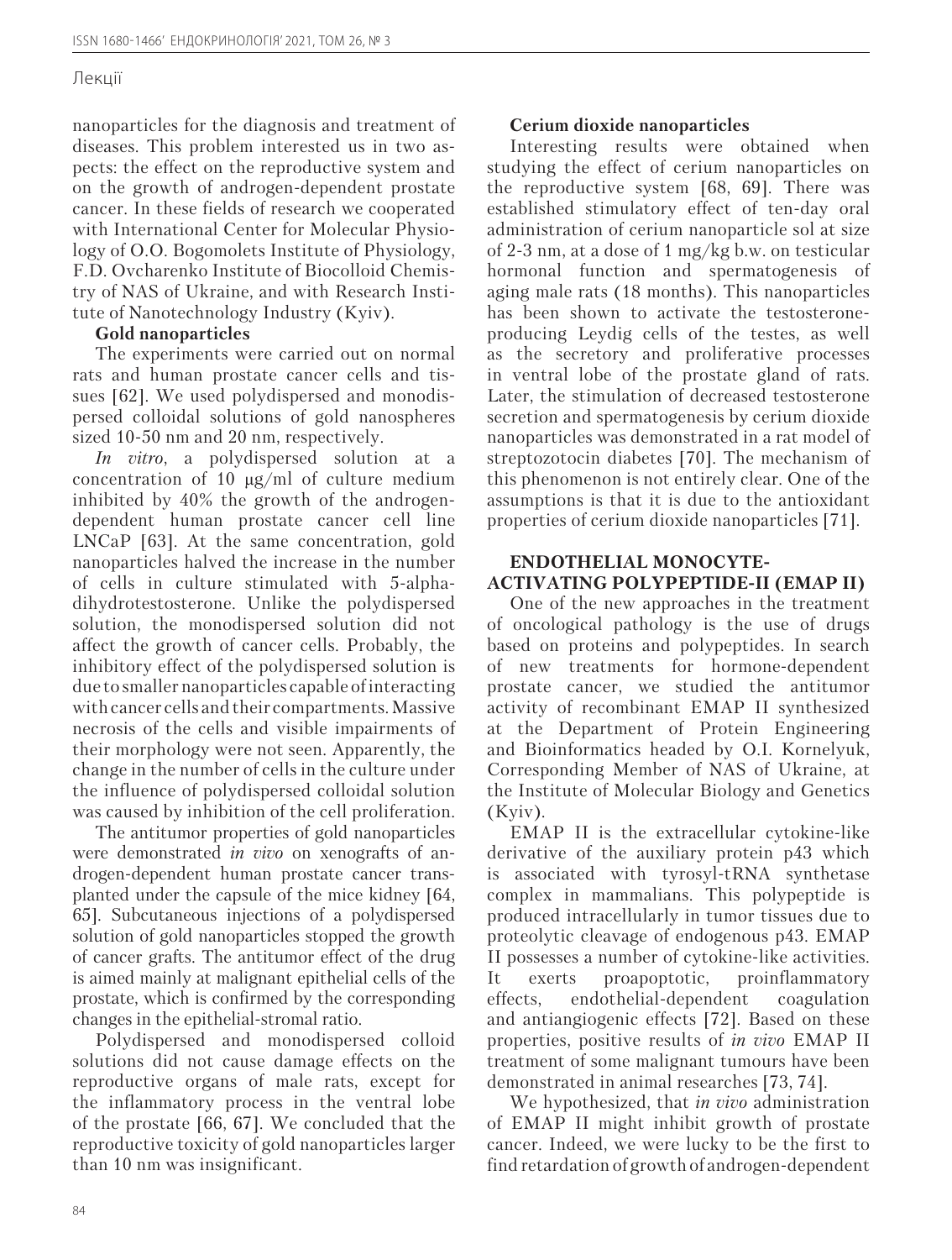nanoparticles for the diagnosis and treatment of diseases. This problem interested us in two aspects: the effect on the reproductive system and on the growth of androgen-dependent prostate cancer. In these fields of research we cooperated with International Center for Molecular Physiology of O.O. Bogomolets Institute of Physiology, F.D. Ovcharenko Institute of Biocolloid Chemistry of NAS of Ukraine, and with Research Institute of Nanotechnology Industry (Kyiv).

**Gold nanoparticles**

The experiments were carried out on normal rats and human prostate cancer cells and tissues [62]. We used polydispersed and monodispersed colloidal solutions of gold nanospheres sized 10-50 nm and 20 nm, respectively.

*In vitro*, a polydispersed solution at a concentration of 10 μg/ml of culture medium inhibited by 40% the growth of the androgen-dependent human prostate cancer cell line LNCaP [63]. At the same concentration, gold nanoparticles halved the increase in the number of cells in culture stimulated with 5-alpha-dihydrotestosterone. Unlike the polydispersed solution, the monodispersed solution did not affect the growth of cancer cells. Probably, the inhibitory effect of the polydispersed solution is due to smaller nanoparticles capable of interacting with cancer cells and their compartments. Massive necrosis of the cells and visible impairments of their morphology were not seen. Apparently, the change in the number of cells in the culture under the influence of polydispersed colloidal solution was caused by inhibition of the cell proliferation.

The antitumor properties of gold nanoparticles were demonstrated *in vivo* on xenografts of androgen-dependent human prostate cancer transplanted under the capsule of the mice kidney [64, 65]. Subcutaneous injections of a polydispersed solution of gold nanoparticles stopped the growth of cancer grafts. The antitumor effect of the drug is aimed mainly at malignant epithelial cells of the prostate, which is confirmed by the corresponding changes in the epithelial-stromal ratio.

Polydispersed and monodispersed colloid solutions did not cause damage effects on the reproductive organs of male rats, except for the inflammatory process in the ventral lobe of the prostate [66, 67]. We concluded that the reproductive toxicity of gold nanoparticles larger than 10 nm was insignificant.

**Cerium dioxide nanoparticles**

Interesting results were obtained when studying the effect of cerium nanoparticles on the reproductive system [68, 69]. There was established stimulatory effect of ten-day oral administration of cerium nanoparticle sol at size of 2-3 nm, at a dose of 1 mg/kg b.w. on testicular hormonal function and spermatogenesis of aging male rats (18 months). This nanoparticles has been shown to activate the testosterone-producing Leydig cells of the testes, as well as the secretory and proliferative processes in ventral lobe of the prostate gland of rats. Later, the stimulation of decreased testosterone secretion and spermatogenesis by cerium dioxide nanoparticles was demonstrated in a rat model of streptozotocin diabetes [70]. The mechanism of this phenomenon is not entirely clear. One of the assumptions is that it is due to the antioxidant properties of cerium dioxide nanoparticles [71].

## ENDOTHELIAL MONOCYTE-ACTIVATING POLYPEPTIDE-II (EMAP II)

One of the new approaches in the treatment of oncological pathology is the use of drugs based on proteins and polypeptides. In search of new treatments for hormone-dependent prostate cancer, we studied the antitumor activity of recombinant EMAP II synthesized at the Department of Protein Engineering and Bioinformatics headed by O.I. Kornelyuk, Corresponding Member of NAS of Ukraine, at the Institute of Molecular Biology and Genetics (Kyiv).

EMAP II is the extracellular cytokine-like derivative of the auxiliary protein p43 which is associated with tyrosyl-tRNA synthetase complex in mammalians. This polypeptide is produced intracellularly in tumor tissues due to proteolytic cleavage of endogenous p43. EMAP II possesses a number of cytokine-like activities. It exerts proapoptotic, proinflammatory effects, endothelial-dependent coagulation and antiangiogenic effects [72]. Based on these properties, positive results of *in vivo* EMAP II treatment of some malignant tumours have been demonstrated in animal researches [73, 74].

We hypothesized, that *in vivo* administration of EMAP II might inhibit growth of prostate cancer. Indeed, we were lucky to be the first to find retardation of growth of androgen-dependent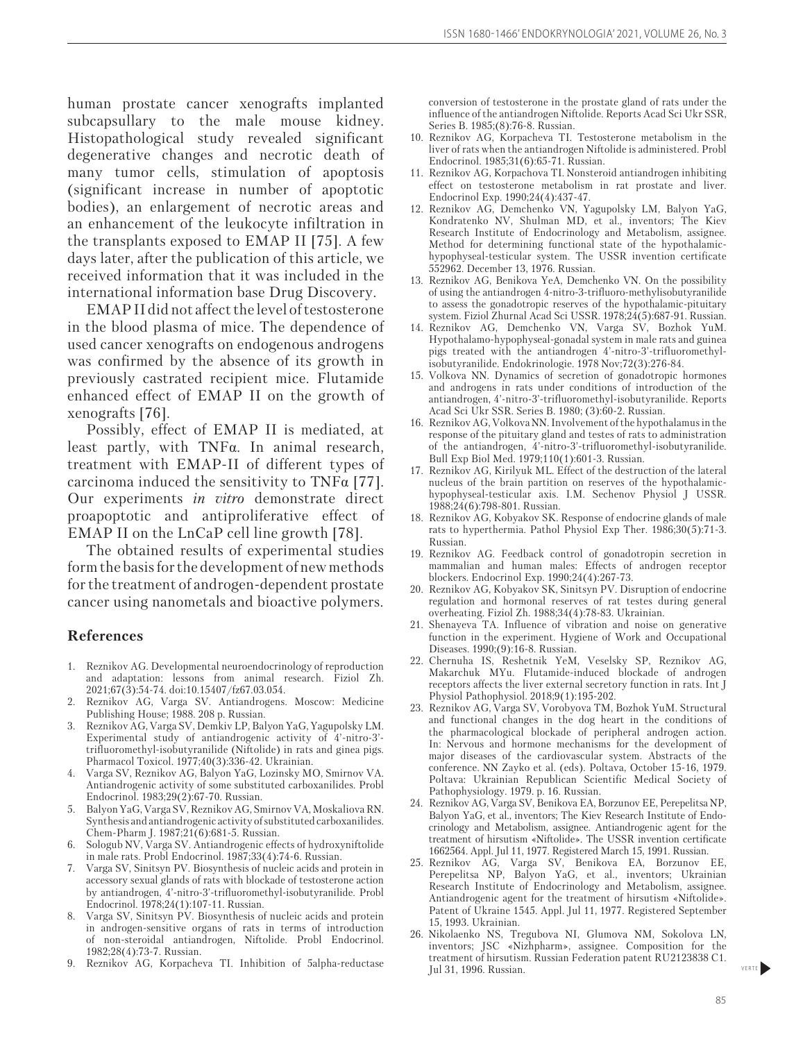human prostate cancer xenografts implanted subcapsullary to the male mouse kidney. Histopathological study revealed significant degenerative changes and necrotic death of many tumor cells, stimulation of apoptosis (significant increase in number of apoptotic bodies), an enlargement of necrotic areas and an enhancement of the leukocyte infiltration in the transplants exposed to EMAP II [75]. A few days later, after the publication of this article, we received information that it was included in the international information base Drug Discovery.

EMAP II did not affect the level of testosterone in the blood plasma of mice. The dependence of used cancer xenografts on endogenous androgens was confirmed by the absence of its growth in previously castrated recipient mice. Flutamide enhanced effect of EMAP II on the growth of xenografts [76].

Possibly, effect of EMAP II is mediated, at least partly, with TNFα. In animal research, treatment with EMAP-II of different types of carcinoma induced the sensitivity to TNFα [77]. Our experiments *in vitro* demonstrate direct proapoptotic and antiproliferative effect of EMAP II on the LnCaP cell line growth [78].

The obtained results of experimental studies form the basis for the development of new methods for the treatment of androgen-dependent prostate cancer using nanometals and bioactive polymers.

## References

1. Reznikov AG. Developmental neuroendocrinology of reproduction and adaptation: lessons from animal research. Fiziol Zh. 2021;67(3):54-74. doi:10.15407/fz67.03.054.
2. Reznikov AG, Varga SV. Antiandrogens. Moscow: Medicine Publishing House; 1988. 208 p. Russian.
3. Reznikov AG, Varga SV, Demkiv LP, Balyon YaG, Yagupolsky LM. Experimental study of antiandrogenic activity of 4'-nitro-3'-trifluoromethyl-isobutyranilide (Niftolide) in rats and ginea pigs. Pharmacol Toxicol. 1977;40(3):336-42. Ukrainian.
4. Varga SV, Reznikov AG, Balyon YaG, Lozinsky MO, Smirnov VA. Antiandrogenic activity of some substituted carboxanilides. Probl Endocrinol. 1983;29(2):67-70. Russian.
5. Balyon YaG, Varga SV, Reznikov AG, Smirnov VA, Moskaliova RN. Synthesis and antiandrogenic activity of substituted carboxanilides. Chem-Pharm J. 1987;21(6):681-5. Russian.
6. Sologub NV, Varga SV. Antiandrogenic effects of hydroxyniftolide in male rats. Probl Endocrinol. 1987;33(4):74-6. Russian.
7. Varga SV, Sinitsyn PV. Biosynthesis of nucleic acids and protein in accessory sexual glands of rats with blockade of testosterone action by antiandrogen, 4'-nitro-3'-trifluoromethyl-isobutyranilide. Probl Endocrinol. 1978;24(1):107-11. Russian.
8. Varga SV, Sinitsyn PV. Biosynthesis of nucleic acids and protein in androgen-sensitive organs of rats in terms of introduction of non-steroidal antiandrogen, Niftolide. Probl Endocrinol. 1982;28(4):73-7. Russian.
9. Reznikov AG, Korpacheva TI. Inhibition of 5alpha-reductase conversion of testosterone in the prostate gland of rats under the influence of the antiandrogen Niftolide. Reports Acad Sci Ukr SSR, Series B. 1985;(8):76-8. Russian.
10. Reznikov AG, Korpacheva TI. Testosterone metabolism in the liver of rats when the antiandrogen Niftolide is administered. Probl Endocrinol. 1985;31(6):65-71. Russian.
11. Reznikov AG, Korpachova TI. Nonsteroid antiandrogen inhibiting effect on testosterone metabolism in rat prostate and liver. Endocrinol Exp. 1990;24(4):437-47.
12. Reznikov AG, Demchenko VN, Yagupolsky LM, Balyon YaG, Kondratenko NV, Shulman MD, et al., inventors; The Kiev Research Institute of Endocrinology and Metabolism, assignee. Method for determining functional state of the hypothalamic-hypophyseal-testicular system. The USSR invention certificate 552962. December 13, 1976. Russian.
13. Reznikov AG, Benikova YeA, Demchenko VN. On the possibility of using the antiandrogen 4-nitro-3-trifluoro-methylisobutyranilide to assess the gonadotropic reserves of the hypothalamic-pituitary system. Fiziol Zhurnal Acad Sci USSR. 1978;24(5):687-91. Russian.
14. Reznikov AG, Demchenko VN, Varga SV, Bozhok YuM. Hypothalamo-hypophyseal-gonadal system in male rats and guinea pigs treated with the antiandrogen 4'-nitro-3'-trifluoromethyl-isobutyranilide. Endokrinologie. 1978 Nov;72(3):276-84.
15. Volkova NN. Dynamics of secretion of gonadotropic hormones and androgens in rats under conditions of introduction of the antiandrogen, 4'-nitro-3'-trifluoromethyl-isobutyranilide. Reports Acad Sci Ukr SSR. Series B. 1980; (3):60-2. Russian.
16. Reznikov AG, Volkova NN. Involvement of the hypothalamus in the response of the pituitary gland and testes of rats to administration of the antiandrogen, 4'-nitro-3'-trifluoromethyl-isobutyranilide. Bull Exp Biol Med. 1979;110(1):601-3. Russian.
17. Reznikov AG, Kirilyuk ML. Effect of the destruction of the lateral nucleus of the brain partition on reserves of the hypothalamic-hypophyseal-testicular axis. I.M. Sechenov Physiol J USSR. 1988;24(6):798-801. Russian.
18. Reznikov AG, Kobyakov SK. Response of endocrine glands of male rats to hyperthermia. Pathol Physiol Exp Ther. 1986;30(5):71-3. Russian.
19. Reznikov AG. Feedback control of gonadotropin secretion in mammalian and human males: Effects of androgen receptor blockers. Endocrinol Exp. 1990;24(4):267-73.
20. Reznikov AG, Kobyakov SK, Sinitsyn PV. Disruption of endocrine regulation and hormonal reserves of rat testes during general overheating. Fiziol Zh. 1988;34(4):78-83. Ukrainian.
21. Shenayeva TA. Influence of vibration and noise on generative function in the experiment. Hygiene of Work and Occupational Diseases. 1990;(9):16-8. Russian.
22. Chernuha IS, Reshetnik YeM, Veselsky SP, Reznikov AG, Makarchuk MYu. Flutamide-induced blockade of androgen receptors affects the liver external secretory function in rats. Int J Physiol Pathophysiol. 2018;9(1):195-202.
23. Reznikov AG, Varga SV, Vorobyova TM, Bozhok YuM. Structural and functional changes in the dog heart in the conditions of the pharmacological blockade of peripheral androgen action. In: Nervous and hormone mechanisms for the development of major diseases of the cardiovascular system. Abstracts of the conference. NN Zayko et al. (eds). Poltava, October 15-16, 1979. Poltava: Ukrainian Republican Scientific Medical Society of Pathophysiology. 1979. p. 16. Russian.
24. Reznikov AG, Varga SV, Benikova EA, Borzunov EE, Perepelitsa NP, Balyon YaG, et al., inventors; The Kiev Research Institute of Endocrinology and Metabolism, assignee. Antiandrogenic agent for the treatment of hirsutism «Niftolide». The USSR invention certificate 1662564. Appl. Jul 11, 1977. Registered March 15, 1991. Russian.
25. Reznikov AG, Varga SV, Benikova EA, Borzunov EE, Perepelitsa NP, Balyon YaG, et al., inventors; Ukrainian Research Institute of Endocrinology and Metabolism, assignee. Antiandrogenic agent for the treatment of hirsutism «Niftolide». Patent of Ukraine 1545. Appl. Jul 11, 1977. Registered September 15, 1993. Ukrainian.
26. Nikolaenko NS, Tregubova NI, Glumova NM, Sokolova LN, inventors; JSC «Nizhpharm», assignee. Composition for the treatment of hirsutism. Russian Federation patent RU2123838 C1. Jul 31, 1996. Russian.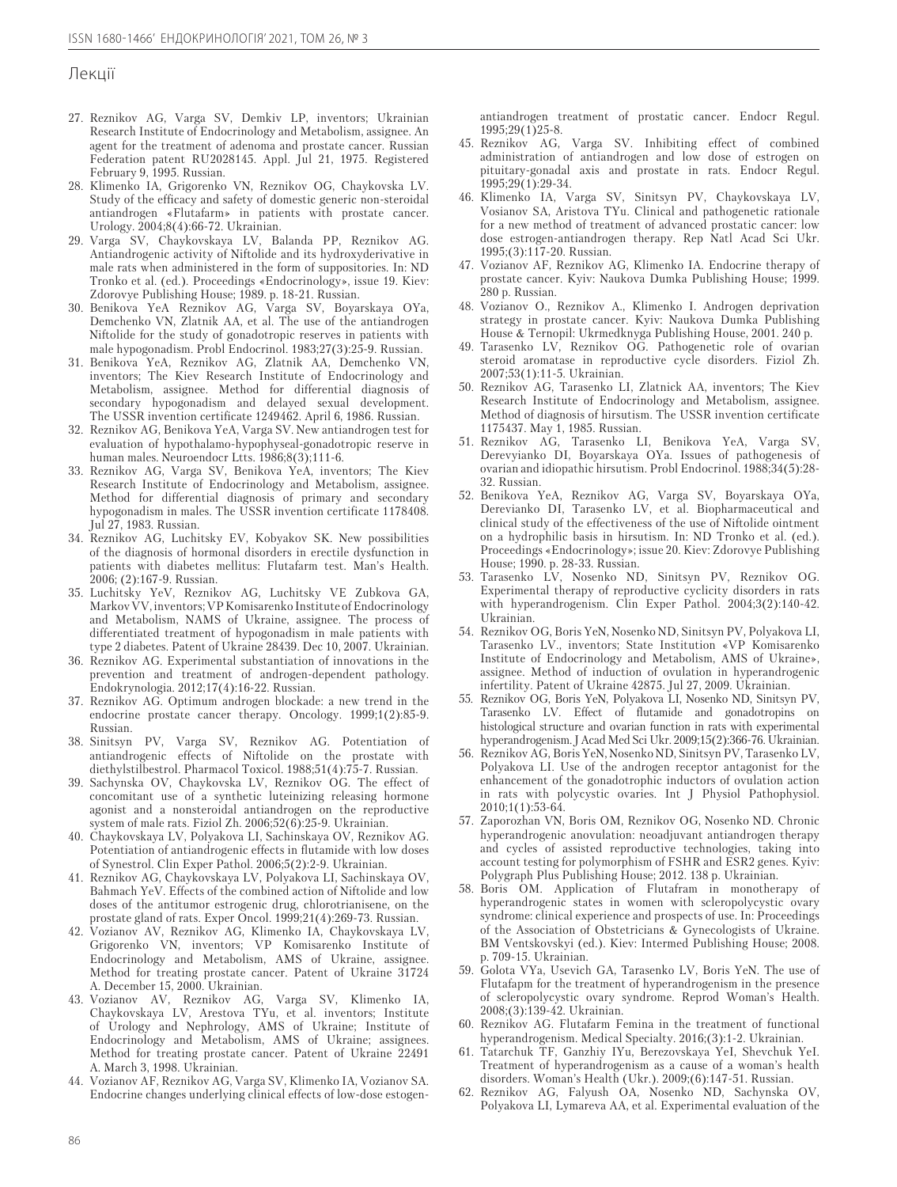## Лекції

27. Reznikov AG, Varga SV, Demkiv LP, inventors; Ukrainian Research Institute of Endocrinology and Metabolism, assignee. An agent for the treatment of adenoma and prostate cancer. Russian Federation patent RU2028145. Appl. Jul 21, 1975. Registered February 9, 1995. Russian.
28. Klimenko IA, Grigorenko VN, Reznikov OG, Chaykovska LV. Study of the efficacy and safety of domestic generic non-steroidal antiandrogen «Flutafarm» in patients with prostate cancer. Urology. 2004;8(4):66-72. Ukrainian.
29. Varga SV, Chaykovskaya LV, Balanda PP, Reznikov AG. Antiandrogenic activity of Niftolide and its hydroxyderivative in male rats when administered in the form of suppositories. In: ND Tronko et al. (ed.). Proceedings «Endocrinology», issue 19. Kiev: Zdorovye Publishing House; 1989. p. 18-21. Russian.
30. Benikova YeA Reznikov AG, Varga SV, Boyarskaya OYa, Demchenko VN, Zlatnik AA, et al. The use of the antiandrogen Niftolide for the study of gonadotropic reserves in patients with male hypogonadism. Probl Endocrinol. 1983;27(3):25-9. Russian.
31. Benikova YeA, Reznikov AG, Zlatnik AA, Demchenko VN, inventors; The Kiev Research Institute of Endocrinology and Metabolism, assignee. Method for differential diagnosis of secondary hypogonadism and delayed sexual development. The USSR invention certificate 1249462. April 6, 1986. Russian.
32. Reznikov AG, Benikova YeA, Varga SV. New antiandrogen test for evaluation of hypothalamo-hypophyseal-gonadotropic reserve in human males. Neuroendocr Ltts. 1986;8(3);111-6.
33. Reznikov AG, Varga SV, Benikova YeA, inventors; The Kiev Research Institute of Endocrinology and Metabolism, assignee. Method for differential diagnosis of primary and secondary hypogonadism in males. The USSR invention certificate 1178408. Jul 27, 1983. Russian.
34. Reznikov AG, Luchitsky EV, Kobyakov SK. New possibilities of the diagnosis of hormonal disorders in erectile dysfunction in patients with diabetes mellitus: Flutafarm test. Man's Health. 2006; (2):167-9. Russian.
35. Luchitsky YeV, Reznikov AG, Luchitsky VE Zubkova GA, Markov VV, inventors; VP Komisarenko Institute of Endocrinology and Metabolism, NAMS of Ukraine, assignee. The process of differentiated treatment of hypogonadism in male patients with type 2 diabetes. Patent of Ukraine 28439. Dec 10, 2007. Ukrainian.
36. Reznikov AG. Experimental substantiation of innovations in the prevention and treatment of androgen-dependent pathology. Endokrynologia. 2012;17(4):16-22. Russian.
37. Reznikov AG. Optimum androgen blockade: a new trend in the endocrine prostate cancer therapy. Oncology. 1999;1(2):85-9. Russian.
38. Sinitsyn PV, Varga SV, Reznikov AG. Potentiation of antiandrogenic effects of Niftolide on the prostate with diethylstilbestrol. Pharmacol Toxicol. 1988;51(4):75-7. Russian.
39. Sachynska OV, Chaykovska LV, Reznikov OG. The effect of concomitant use of a synthetic luteinizing releasing hormone agonist and a nonsteroidal antiandrogen on the reproductive system of male rats. Fiziol Zh. 2006;52(6):25-9. Ukrainian.
40. Chaykovskaya LV, Polyakova LI, Sachinskaya OV, Reznikov AG. Potentiation of antiandrogenic effects in flutamide with low doses of Synestrol. Clin Exper Pathol. 2006;5(2):2-9. Ukrainian.
41. Reznikov AG, Chaykovskaya LV, Polyakova LI, Sachinskaya OV, Bahmach YeV. Effects of the combined action of Niftolide and low doses of the antitumor estrogenic drug, chlorotrianisene, on the prostate gland of rats. Exper Oncol. 1999;21(4):269-73. Russian.
42. Vozianov AV, Reznikov AG, Klimenko IA, Chaykovskaya LV, Grigorenko VN, inventors; VP Komisarenko Institute of Endocrinology and Metabolism, AMS of Ukraine, assignee. Method for treating prostate cancer. Patent of Ukraine 31724 A. December 15, 2000. Ukrainian.
43. Vozianov AV, Reznikov AG, Varga SV, Klimenko IA, Chaykovskaya LV, Arestova TYu, et al. inventors; Institute of Urology and Nephrology, AMS of Ukraine; Institute of Endocrinology and Metabolism, AMS of Ukraine; assignees. Method for treating prostate cancer. Patent of Ukraine 22491 A. March 3, 1998. Ukrainian.
44. Vozianov AF, Reznikov AG, Varga SV, Klimenko IA, Vozianov SA. Endocrine changes underlying clinical effects of low-dose estogen-antiandrogen treatment of prostatic cancer. Endocr Regul. 1995;29(1)25-8.
45. Reznikov AG, Varga SV. Inhibiting effect of combined administration of antiandrogen and low dose of estrogen on pituitary-gonadal axis and prostate in rats. Endocr Regul. 1995;29(1):29-34.
46. Klimenko IA, Varga SV, Sinitsyn PV, Chaykovskaya LV, Vosianov SA, Aristova TYu. Clinical and pathogenetic rationale for a new method of treatment of advanced prostatic cancer: low dose estrogen-antiandrogen therapy. Rep Natl Acad Sci Ukr. 1995;(3):117-20. Russian.
47. Vozianov AF, Reznikov AG, Klimenko IA. Endocrine therapy of prostate cancer. Kyiv: Naukova Dumka Publishing House; 1999. 280 p. Russian.
48. Vozianov O., Reznikov A., Klimenko I. Androgen deprivation strategy in prostate cancer. Kyiv: Naukova Dumka Publishing House & Ternopil: Ukrmedknyga Publishing House, 2001. 240 p.
49. Tarasenko LV, Reznikov OG. Pathogenetic role of ovarian steroid aromatase in reproductive cycle disorders. Fiziol Zh. 2007;53(1):11-5. Ukrainian.
50. Reznikov AG, Tarasenko LI, Zlatnick AA, inventors; The Kiev Research Institute of Endocrinology and Metabolism, assignee. Method of diagnosis of hirsutism. The USSR invention certificate 1175437. May 1, 1985. Russian.
51. Reznikov AG, Tarasenko LI, Benikova YeA, Varga SV, Derevyianko DI, Boyarskaya OYa. Issues of pathogenesis of ovarian and idiopathic hirsutism. Probl Endocrinol. 1988;34(5):28-32. Russian.
52. Benikova YeA, Reznikov AG, Varga SV, Boyarskaya OYa, Derevianko DI, Tarasenko LV, et al. Biopharmaceutical and clinical study of the effectiveness of the use of Niftolide ointment on a hydrophilic basis in hirsutism. In: ND Tronko et al. (ed.). Proceedings «Endocrinology»; issue 20. Kiev: Zdorovye Publishing House; 1990. p. 28-33. Russian.
53. Tarasenko LV, Nosenko ND, Sinitsyn PV, Reznikov OG. Experimental therapy of reproductive cyclicity disorders in rats with hyperandrogenism. Clin Exper Pathol. 2004;3(2):140-42. Ukrainian.
54. Reznikov OG, Boris YeN, Nosenko ND, Sinitsyn PV, Polyakova LI, Tarasenko LV., inventors; State Institution «VP Komisarenko Institute of Endocrinology and Metabolism, AMS of Ukraine», assignee. Method of induction of ovulation in hyperandrogenic infertility. Patent of Ukraine 42875. Jul 27, 2009. Ukrainian.
55. Reznikov OG, Boris YeN, Polyakova LI, Nosenko ND, Sinitsyn PV, Tarasenko LV. Effect of flutamide and gonadotropins on histological structure and ovarian function in rats with experimental hyperandrogenism. J Acad Med Sci Ukr. 2009;15(2):366-76. Ukrainian.
56. Reznikov AG, Boris YeN, Nosenko ND, Sinitsyn PV, Tarasenko LV, Polyakova LI. Use of the androgen receptor antagonist for the enhancement of the gonadotrophic inductors of ovulation action in rats with polycystic ovaries. Int J Physiol Pathophysiol. 2010;1(1):53-64.
57. Zaporozhan VN, Boris OM, Reznikov OG, Nosenko ND. Chronic hyperandrogenic anovulation: neoadjuvant antiandrogen therapy and cycles of assisted reproductive technologies, taking into account testing for polymorphism of FSHR and ESR2 genes. Kyiv: Polygraph Plus Publishing House; 2012. 138 p. Ukrainian.
58. Boris OM. Application of Flutafram in monotherapy of hyperandrogenic states in women with scleropolycystic ovary syndrome: clinical experience and prospects of use. In: Proceedings of the Association of Obstetricians & Gynecologists of Ukraine. BM Ventskovskyi (ed.). Kiev: Intermed Publishing House; 2008. p. 709-15. Ukrainian.
59. Golota VYa, Usevich GA, Tarasenko LV, Boris YeN. The use of Flutafapm for the treatment of hyperandrogenism in the presence of scleropolycystic ovary syndrome. Reprod Woman's Health. 2008;(3):139-42. Ukrainian.
60. Reznikov AG. Flutafarm Femina in the treatment of functional hyperandrogenism. Medical Specialty. 2016;(3):1-2. Ukrainian.
61. Tatarchuk TF, Ganzhiy IYu, Berezovskaya YeI, Shevchuk YeI. Treatment of hyperandrogenism as a cause of a woman's health disorders. Woman's Health (Ukr.). 2009;(6):147-51. Russian.
62. Reznikov AG, Falyush OA, Nosenko ND, Sachynska OV, Polyakova LI, Lymareva AA, et al. Experimental evaluation of the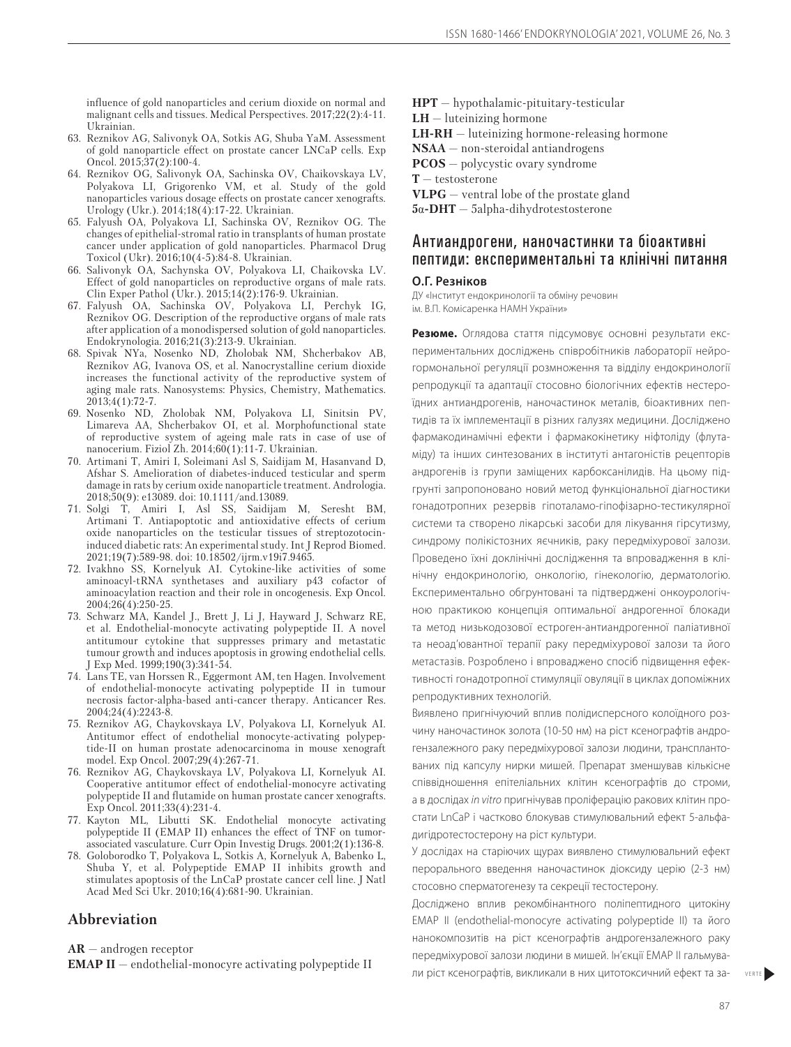influence of gold nanoparticles and cerium dioxide on normal and malignant cells and tissues. Medical Perspectives. 2017;22(2):4-11. Ukrainian.

63. Reznikov AG, Salivonyk OA, Sotkis AG, Shuba YaM. Assessment of gold nanoparticle effect on prostate cancer LNCaP cells. Exp Oncol. 2015;37(2):100-4.
64. Reznikov OG, Salivonyk OA, Sachinska OV, Chaikovskaya LV, Polyakova LI, Grigorenko VM, et al. Study of the gold nanoparticles various dosage effects on prostate cancer xenografts. Urology (Ukr.). 2014;18(4):17-22. Ukrainian.
65. Falyush OA, Polyakova LI, Sachinska OV, Reznikov OG. The changes of epithelial-stromal ratio in transplants of human prostate cancer under application of gold nanoparticles. Pharmacol Drug Toxicol (Ukr). 2016;10(4-5):84-8. Ukrainian.
66. Salivonyk OA, Sachynska OV, Polyakova LI, Chaikovska LV. Effect of gold nanoparticles on reproductive organs of male rats. Clin Exper Pathol (Ukr.). 2015;14(2):176-9. Ukrainian.
67. Falyush OA, Sachinska OV, Polyakova LI, Perchyk IG, Reznikov OG. Description of the reproductive organs of male rats after application of a monodispersed solution of gold nanoparticles. Endokrynologia. 2016;21(3):213-9. Ukrainian.
68. Spivak NYa, Nosenko ND, Zholobak NM, Shcherbakov AB, Reznikov AG, Ivanova OS, et al. Nanocrystalline cerium dioxide increases the functional activity of the reproductive system of aging male rats. Nanosystems: Physics, Chemistry, Mathematics. 2013;4(1):72-7.
69. Nosenko ND, Zholobak NM, Polyakova LI, Sinitsin PV, Limareva AA, Shcherbakov OI, et al. Morphofunctional state of reproductive system of ageing male rats in case of use of nanocerium. Fiziol Zh. 2014;60(1):11-7. Ukrainian.
70. Artimani T, Amiri I, Soleimani Asl S, Saidijam M, Hasanvand D, Afshar S. Amelioration of diabetes-induced testicular and sperm damage in rats by cerium oxide nanoparticle treatment. Andrologia. 2018;50(9): e13089. doi: 10.1111/and.13089.
71. Solgi T, Amiri I, Asl SS, Saidijam M, Seresht BM, Artimani T. Antiapoptotic and antioxidative effects of cerium oxide nanoparticles on the testicular tissues of streptozotocin-induced diabetic rats: An experimental study. Int J Reprod Biomed. 2021;19(7):589-98. doi: 10.18502/ijrm.v19i7.9465.
72. Ivakhno SS, Kornelyuk AI. Cytokine-like activities of some aminoacyl-tRNA synthetases and auxiliary p43 cofactor of aminoacylation reaction and their role in oncogenesis. Exp Oncol. 2004;26(4):250-25.
73. Schwarz MA, Kandel J., Brett J, Li J, Hayward J, Schwarz RE, et al. Endothelial-monocyte activating polypeptide II. A novel antitumour cytokine that suppresses primary and metastatic tumour growth and induces apoptosis in growing endothelial cells. J Exp Med. 1999;190(3):341-54.
74. Lans TE, van Horssen R., Eggermont AM, ten Hagen. Involvement of endothelial-monocyte activating polypeptide II in tumour necrosis factor-alpha-based anti-cancer therapy. Anticancer Res. 2004;24(4):2243-8.
75. Reznikov AG, Chaykovskaya LV, Polyakova LI, Kornelyuk AI. Antitumor effect of endothelial monocyte-activating polypeptide-II on human prostate adenocarcinoma in mouse xenograft model. Exp Oncol. 2007;29(4):267-71.
76. Reznikov AG, Chaykovskaya LV, Polyakova LI, Kornelyuk AI. Cooperative antitumor effect of endothelial-monocyre activating polypeptide II and flutamide on human prostate cancer xenografts. Exp Oncol. 2011;33(4):231-4.
77. Kayton ML, Libutti SK. Endothelial monocyte activating polypeptide II (EMAP II) enhances the effect of TNF on tumor-associated vasculature. Curr Opin Investig Drugs. 2001;2(1):136-8.
78. Goloborodko T, Polyakova L, Sotkis A, Kornelyuk A, Babenko L, Shuba Y, et al. Polypeptide EMAP II inhibits growth and stimulates apoptosis of the LnCaP prostate cancer cell line. J Natl Acad Med Sci Ukr. 2010;16(4):681-90. Ukrainian.

## Abbreviation

**AR** – androgen receptor
**EMAP II** – endothelial-monocyre activating polypeptide II
**HPT** – hypothalamic-pituitary-testicular
**LH** – luteinizing hormone
**LH-RH** – luteinizing hormone-releasing hormone
**NSAA** – non-steroidal antiandrogens
**PCOS** – polycystic ovary syndrome
**T** – testosterone
**VLPG** – ventral lobe of the prostate gland
**5α-DHT** – 5alpha-dihydrotestosterone

## Антиандрогени, наночастинки та біоактивні пептиди: експериментальні та клінічні питання

**О.Г. Резніков**

ДУ «Інститут ендокринології та обміну речовин ім. В.П. Комісаренка НАМН України»

**Резюме.** Оглядова стаття підсумовує основні результати експериментальних досліджень співробітників лабораторії нейрогормональної регуляції розмноження та відділу ендокринології репродукції та адаптації стосовно біологічних ефектів нестероїдних антиандрогенів, наночастинок металів, біоактивних пептидів та їх імплементації в різних галузях медицини. Досліджено фармакодинамічні ефекти і фармакокінетику ніфтоліду (флутаміду) та інших синтезованих в інституті антагоністів рецепторів андрогенів із групи заміщених карбоксанілідів. На цьому підґрунті запропоновано новий метод функціональної діагностики гонадотропних резервів гіпоталамо-гіпофізарно-тестикулярної системи та створено лікарські засоби для лікування гірсутизму, синдрому полікістозних яєчників, раку передміхурової залози. Проведено їхні доклінічні дослідження та впровадження в клінічну ендокринологію, онкологію, гінекологію, дерматологію. Експериментально обґрунтовані та підтверджені онкоурологічною практикою концепція оптимальної андрогенної блокади та метод низькодозової естроген-антиандрогенної паліативної та неоад'ювантної терапії раку передміхурової залози та його метастазів. Розроблено і впроваджено спосіб підвищення ефективності гонадотропної стимуляції овуляції в циклах допоміжних репродуктивних технологій.

Виявлено пригнічуючий вплив полідисперсного колоїдного розчину наночастинок золота (10-50 нм) на ріст ксенографтів андрогензалежного раку передміхурової залози людини, трансплантованих під капсулу нирки мишей. Препарат зменшував кількісне співвідношення епітеліальних клітин ксенографтів до строми, а в дослідах *in vitro* пригнічував проліферацію ракових клітин простати LnCaP і частково блокував стимулювальний ефект 5-альфа-дигідротестостерону на ріст культури.

У дослідах на старіючих щурах виявлено стимулювальний ефект перорального введення наночастинок діоксиду церію (2-3 нм) стосовно сперматогенезу та секреції тестостерону.

Досліджено вплив рекомбінантного поліпептидного цитокіну EMAP II (endothelial-monocyre activating polypeptide II) та його нанокомпозитів на ріст ксенографтів андрогензалежного раку передміхурової залози людини в мишей. Ін'єкції EMAP II гальмували ріст ксенографтів, викликали в них цитотоксичний ефект та за-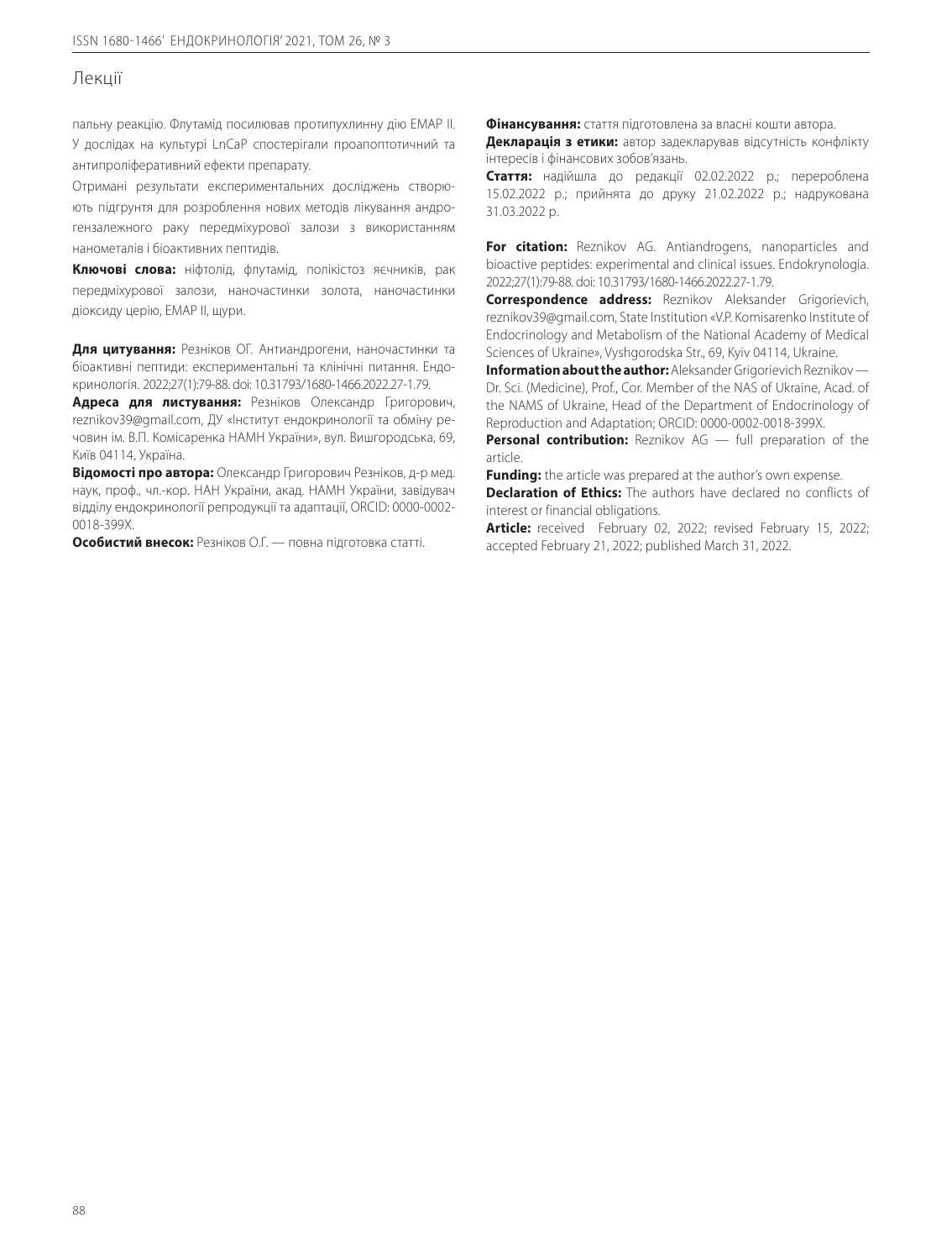пальну реакцію. Флутамід посилював протипухлинну дію EMAP II. У дослідах на культурі LnCaP спостерігали проапоптотичний та антипроліферативний ефекти препарату.

Отримані результати експериментальних досліджень створюють підґрунтя для розроблення нових методів лікування андрогензалежного раку передміхурової залози з використанням нанометалів і біоактивних пептидів.

**Ключові слова:** ніфтолід, флутамід, полікістоз яєчників, рак передміхурової залози, наночастинки золота, наночастинки діоксиду церію, EMAP II, щури.

**Для цитування:** Резніков ОГ. Антиандрогени, наночастинки та біоактивні пептиди: експериментальні та клінічні питання. Ендокринологія. 2022;27(1):79-88. doi: 10.31793/1680-1466.2022.27-1.79.

**Адреса для листування:** Резніков Олександр Григорович, reznikov39@gmail.com, ДУ «Інститут ендокринології та обміну речовин ім. В.П. Комісаренка НАМН України», вул. Вишгородська, 69, Київ 04114, Україна.

**Відомості про автора:** Олександр Григорович Резніков, д-р мед. наук, проф., чл.-кор. НАН України, акад. НАМН України, завідувач відділу ендокринології репродукції та адаптації, ORCID: 0000-0002-0018-399X.

**Особистий внесок:** Резніков О.Г. — повна підготовка статті.

**Фінансування:** стаття підготовлена за власні кошти автора.

**Декларація з етики:** автор задекларував відсутність конфлікту інтересів і фінансових зобов'язань.

**Стаття:** надійшла до редакції 02.02.2022 р.; перероблена 15.02.2022 р.; прийнята до друку 21.02.2022 р.; надрукована 31.03.2022 р.

**For citation:** Reznikov AG. Antiandrogens, nanoparticles and bioactive peptides: experimental and clinical issues. Endokrynologia. 2022;27(1):79-88. doi: 10.31793/1680-1466.2022.27-1.79.

**Correspondence address:** Reznikov Aleksander Grigorievich, reznikov39@gmail.com, State Institution «V.P. Komisarenko Institute of Endocrinology and Metabolism of the National Academy of Medical Sciences of Ukraine», Vyshgorodska Str., 69, Kyiv 04114, Ukraine.

**Information about the author:** Aleksander Grigorievich Reznikov — Dr. Sci. (Medicine), Prof., Cor. Member of the NAS of Ukraine, Acad. of the NAMS of Ukraine, Head of the Department of Endocrinology of Reproduction and Adaptation; ORCID: 0000-0002-0018-399X.

**Personal contribution:** Reznikov AG — full preparation of the article.

**Funding:** the article was prepared at the author's own expense.

**Declaration of Ethics:** The authors have declared no conflicts of interest or financial obligations.

**Article:** received February 02, 2022; revised February 15, 2022; accepted February 21, 2022; published March 31, 2022.